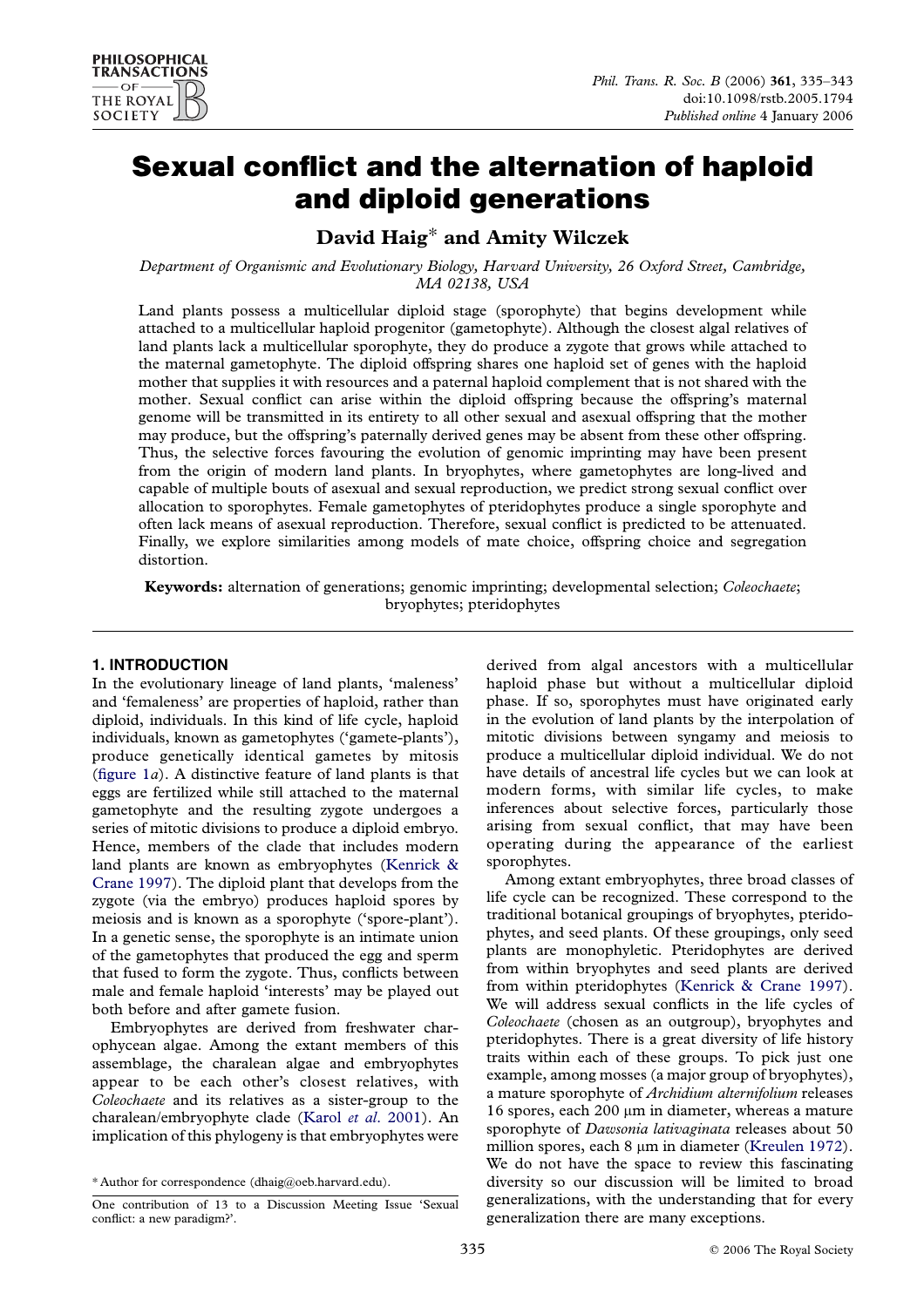# Sexual conflict and the alternation of haploid and diploid generations

**David Haig*** **and Amity Wilczek**

*Department of Organismic and Evolutionary Biology, Harvard University, 26 Oxford Street, Cambridge, MA 02138, USA*

Land plants possess a multicellular diploid stage (sporophyte) that begins development while attached to a multicellular haploid progenitor (gametophyte). Although the closest algal relatives of land plants lack a multicellular sporophyte, they do produce a zygote that grows while attached to the maternal gametophyte. The diploid offspring shares one haploid set of genes with the haploid mother that supplies it with resources and a paternal haploid complement that is not shared with the mother. Sexual conflict can arise within the diploid offspring because the offspring's maternal genome will be transmitted in its entirety to all other sexual and asexual offspring that the mother may produce, but the offspring's paternally derived genes may be absent from these other offspring. Thus, the selective forces favouring the evolution of genomic imprinting may have been present from the origin of modern land plants. In bryophytes, where gametophytes are long-lived and capable of multiple bouts of asexual and sexual reproduction, we predict strong sexual conflict over allocation to sporophytes. Female gametophytes of pteridophytes produce a single sporophyte and often lack means of asexual reproduction. Therefore, sexual conflict is predicted to be attenuated. Finally, we explore similarities among models of mate choice, offspring choice and segregation distortion.

**Keywords:** alternation of generations; genomic imprinting; developmental selection; *Coleochaete*; bryophytes; pteridophytes

## 1. INTRODUCTION

In the evolutionary lineage of land plants, 'maleness' and 'femaleness' are properties of haploid, rather than diploid, individuals. In this kind of life cycle, haploid individuals, known as gametophytes ('gamete-plants'), produce genetically identical gametes by mitosis (figure 1*a*). A distinctive feature of land plants is that eggs are fertilized while still attached to the maternal gametophyte and the resulting zygote undergoes a series of mitotic divisions to produce a diploid embryo. Hence, members of the clade that includes modern land plants are known as embryophytes (Kenrick & Crane 1997). The diploid plant that develops from the zygote (via the embryo) produces haploid spores by meiosis and is known as a sporophyte ('spore-plant'). In a genetic sense, the sporophyte is an intimate union of the gametophytes that produced the egg and sperm that fused to form the zygote. Thus, conflicts between male and female haploid 'interests' may be played out both before and after gamete fusion.

Embryophytes are derived from freshwater charophycean algae. Among the extant members of this assemblage, the charalean algae and embryophytes appear to be each other's closest relatives, with *Coleochaete* and its relatives as a sister-group to the charalean/embryophyte clade (Karol *et al*. 2001). An implication of this phylogeny is that embryophytes were derived from algal ancestors with a multicellular haploid phase but without a multicellular diploid phase. If so, sporophytes must have originated early in the evolution of land plants by the interpolation of mitotic divisions between syngamy and meiosis to produce a multicellular diploid individual. We do not have details of ancestral life cycles but we can look at modern forms, with similar life cycles, to make inferences about selective forces, particularly those arising from sexual conflict, that may have been operating during the appearance of the earliest sporophytes.

Among extant embryophytes, three broad classes of life cycle can be recognized. These correspond to the traditional botanical groupings of bryophytes, pteridophytes, and seed plants. Of these groupings, only seed plants are monophyletic. Pteridophytes are derived from within bryophytes and seed plants are derived from within pteridophytes (Kenrick & Crane 1997). We will address sexual conflicts in the life cycles of *Coleochaete* (chosen as an outgroup), bryophytes and pteridophytes. There is a great diversity of life history traits within each of these groups. To pick just one example, among mosses (a major group of bryophytes), a mature sporophyte of *Archidium alternifolium* releases 16 spores, each 200 μm in diameter, whereas a mature sporophyte of *Dawsonia lativaginata* releases about 50 million spores, each 8 μm in diameter (Kreulen 1972). We do not have the space to review this fascinating diversity so our discussion will be limited to broad generalizations, with the understanding that for every generalization there are many exceptions.

\* Author for correspondence (dhaig@oeb.harvard.edu).

One contribution of 13 to a Discussion Meeting Issue 'Sexual conflict: a new paradigm?'.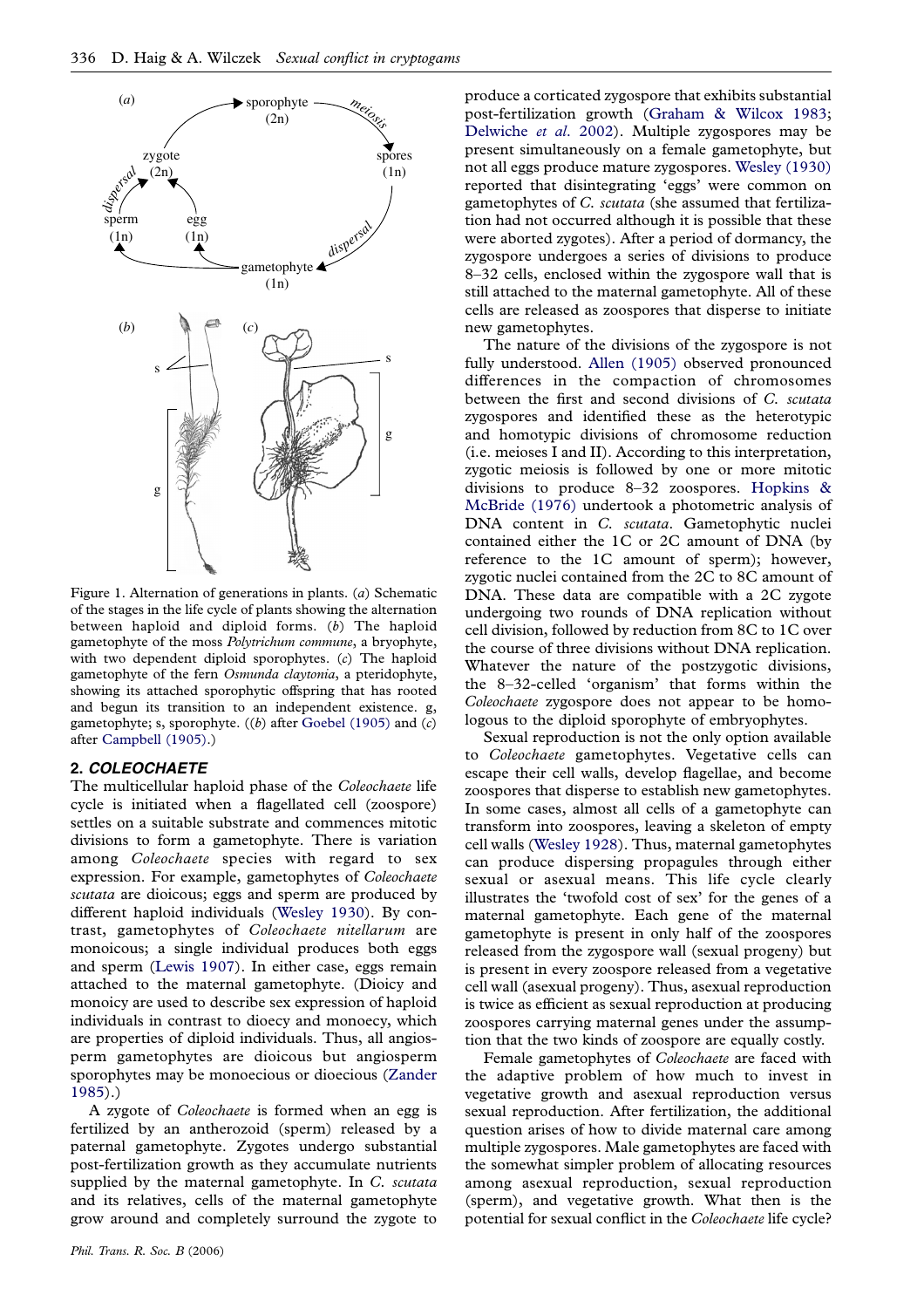Figure 1. Alternation of generations in plants. (*a*) Schematic of the stages in the life cycle of plants showing the alternation between haploid and diploid forms. (*b*) The haploid gametophyte of the moss *Polytrichum commune*, a bryophyte, with two dependent diploid sporophytes. (*c*) The haploid gametophyte of the fern *Osmunda claytonia*, a pteridophyte, showing its attached sporophytic offspring that has rooted and begun its transition to an independent existence. g, gametophyte; s, sporophyte. ((*b*) after Goebel (1905) and (*c*) after Campbell (1905).)

## 2. *COLEOCHAETE*

The multicellular haploid phase of the *Coleochaete* life cycle is initiated when a flagellated cell (zoospore) settles on a suitable substrate and commences mitotic divisions to form a gametophyte. There is variation among *Coleochaete* species with regard to sex expression. For example, gametophytes of *Coleochaete scutata* are dioicous; eggs and sperm are produced by different haploid individuals (Wesley 1930). By contrast, gametophytes of *Coleochaete nitellarum* are monoicous; a single individual produces both eggs and sperm (Lewis 1907). In either case, eggs remain attached to the maternal gametophyte. (Dioicy and monoicy are used to describe sex expression of haploid individuals in contrast to dioecy and monoecy, which are properties of diploid individuals. Thus, all angiosperm gametophytes are dioicous but angiosperm sporophytes may be monoecious or dioecious (Zander 1985).)

A zygote of *Coleochaete* is formed when an egg is fertilized by an antherozoid (sperm) released by a paternal gametophyte. Zygotes undergo substantial post-fertilization growth as they accumulate nutrients supplied by the maternal gametophyte. In *C. scutata* and its relatives, cells of the maternal gametophyte grow around and completely surround the zygote to produce a corticated zygospore that exhibits substantial post-fertilization growth (Graham & Wilcox 1983; Delwiche *et al.* 2002). Multiple zygospores may be present simultaneously on a female gametophyte, but not all eggs produce mature zygospores. Wesley (1930) reported that disintegrating 'eggs' were common on gametophytes of *C. scutata* (she assumed that fertilization had not occurred although it is possible that these were aborted zygotes). After a period of dormancy, the zygospore undergoes a series of divisions to produce 8–32 cells, enclosed within the zygospore wall that is still attached to the maternal gametophyte. All of these cells are released as zoospores that disperse to initiate new gametophytes.

The nature of the divisions of the zygospore is not fully understood. Allen (1905) observed pronounced differences in the compaction of chromosomes between the first and second divisions of *C. scutata* zygospores and identified these as the heterotypic and homotypic divisions of chromosome reduction (i.e. meioses I and II). According to this interpretation, zygotic meiosis is followed by one or more mitotic divisions to produce 8–32 zoospores. Hopkins & McBride (1976) undertook a photometric analysis of DNA content in *C. scutata*. Gametophytic nuclei contained either the 1C or 2C amount of DNA (by reference to the 1C amount of sperm); however, zygotic nuclei contained from the 2C to 8C amount of DNA. These data are compatible with a 2C zygote undergoing two rounds of DNA replication without cell division, followed by reduction from 8C to 1C over the course of three divisions without DNA replication. Whatever the nature of the postzygotic divisions, the 8–32-celled 'organism' that forms within the *Coleochaete* zygospore does not appear to be homologous to the diploid sporophyte of embryophytes.

Sexual reproduction is not the only option available to *Coleochaete* gametophytes. Vegetative cells can escape their cell walls, develop flagellae, and become zoospores that disperse to establish new gametophytes. In some cases, almost all cells of a gametophyte can transform into zoospores, leaving a skeleton of empty cell walls (Wesley 1928). Thus, maternal gametophytes can produce dispersing propagules through either sexual or asexual means. This life cycle clearly illustrates the 'twofold cost of sex' for the genes of a maternal gametophyte. Each gene of the maternal gametophyte is present in only half of the zoospores released from the zygospore wall (sexual progeny) but is present in every zoospore released from a vegetative cell wall (asexual progeny). Thus, asexual reproduction is twice as efficient as sexual reproduction at producing zoospores carrying maternal genes under the assumption that the two kinds of zoospore are equally costly.

Female gametophytes of *Coleochaete* are faced with the adaptive problem of how much to invest in vegetative growth and asexual reproduction versus sexual reproduction. After fertilization, the additional question arises of how to divide maternal care among multiple zygospores. Male gametophytes are faced with the somewhat simpler problem of allocating resources among asexual reproduction, sexual reproduction (sperm), and vegetative growth. What then is the potential for sexual conflict in the *Coleochaete* life cycle?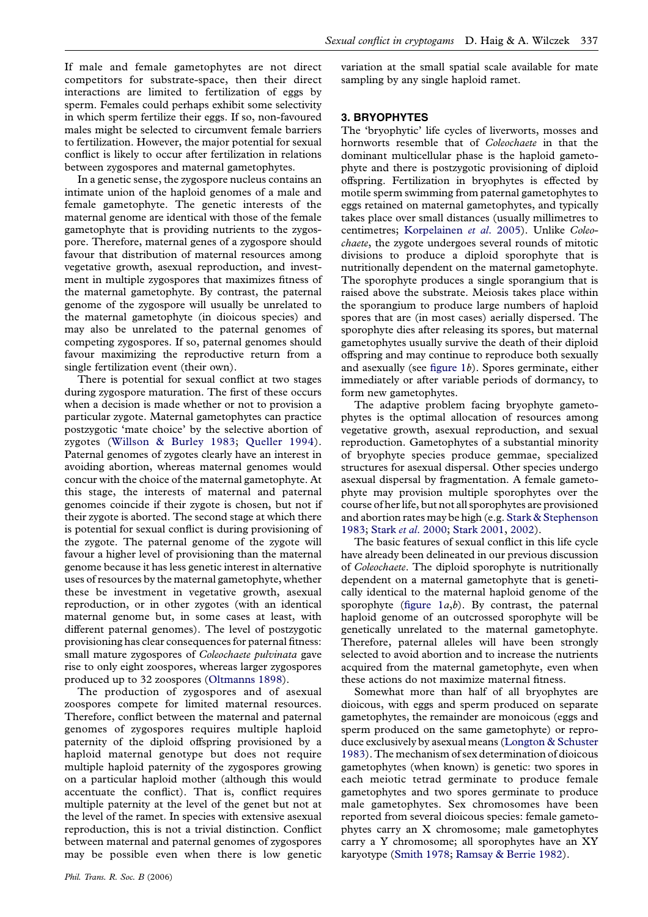If male and female gametophytes are not direct competitors for substrate-space, then their direct interactions are limited to fertilization of eggs by sperm. Females could perhaps exhibit some selectivity in which sperm fertilize their eggs. If so, non-favoured males might be selected to circumvent female barriers to fertilization. However, the major potential for sexual conflict is likely to occur after fertilization in relations between zygospores and maternal gametophytes.

In a genetic sense, the zygospore nucleus contains an intimate union of the haploid genomes of a male and female gametophyte. The genetic interests of the maternal genome are identical with those of the female gametophyte that is providing nutrients to the zygospore. Therefore, maternal genes of a zygospore should favour that distribution of maternal resources among vegetative growth, asexual reproduction, and investment in multiple zygospores that maximizes fitness of the maternal gametophyte. By contrast, the paternal genome of the zygospore will usually be unrelated to the maternal gametophyte (in dioicous species) and may also be unrelated to the paternal genomes of competing zygospores. If so, paternal genomes should favour maximizing the reproductive return from a single fertilization event (their own).

There is potential for sexual conflict at two stages during zygospore maturation. The first of these occurs when a decision is made whether or not to provision a particular zygote. Maternal gametophytes can practice postzygotic 'mate choice' by the selective abortion of zygotes (Willson & Burley 1983; Queller 1994). Paternal genomes of zygotes clearly have an interest in avoiding abortion, whereas maternal genomes would concur with the choice of the maternal gametophyte. At this stage, the interests of maternal and paternal genomes coincide if their zygote is chosen, but not if their zygote is aborted. The second stage at which there is potential for sexual conflict is during provisioning of the zygote. The paternal genome of the zygote will favour a higher level of provisioning than the maternal genome because it has less genetic interest in alternative uses of resources by the maternal gametophyte, whether these be investment in vegetative growth, asexual reproduction, or in other zygotes (with an identical maternal genome but, in some cases at least, with different paternal genomes). The level of postzygotic provisioning has clear consequences for paternal fitness: small mature zygospores of *Coleochaete pulvinata* gave rise to only eight zoospores, whereas larger zygospores produced up to 32 zoospores (Oltmanns 1898).

The production of zygospores and of asexual zoospores compete for limited maternal resources. Therefore, conflict between the maternal and paternal genomes of zygospores requires multiple haploid paternity of the diploid offspring provisioned by a haploid maternal genotype but does not require multiple haploid paternity of the zygospores growing on a particular haploid mother (although this would accentuate the conflict). That is, conflict requires multiple paternity at the level of the genet but not at the level of the ramet. In species with extensive asexual reproduction, this is not a trivial distinction. Conflict between maternal and paternal genomes of zygospores may be possible even when there is low genetic variation at the small spatial scale available for mate sampling by any single haploid ramet.

## 3. BRYOPHYTES

The 'bryophytic' life cycles of liverworts, mosses and hornworts resemble that of *Coleochaete* in that the dominant multicellular phase is the haploid gametophyte and there is postzygotic provisioning of diploid offspring. Fertilization in bryophytes is effected by motile sperm swimming from paternal gametophytes to eggs retained on maternal gametophytes, and typically takes place over small distances (usually millimetres to centimetres; Korpelainen *et al.* 2005). Unlike *Coleochaete*, the zygote undergoes several rounds of mitotic divisions to produce a diploid sporophyte that is nutritionally dependent on the maternal gametophyte. The sporophyte produces a single sporangium that is raised above the substrate. Meiosis takes place within the sporangium to produce large numbers of haploid spores that are (in most cases) aerially dispersed. The sporophyte dies after releasing its spores, but maternal gametophytes usually survive the death of their diploid offspring and may continue to reproduce both sexually and asexually (see figure 1*b*). Spores germinate, either immediately or after variable periods of dormancy, to form new gametophytes.

The adaptive problem facing bryophyte gametophytes is the optimal allocation of resources among vegetative growth, asexual reproduction, and sexual reproduction. Gametophytes of a substantial minority of bryophyte species produce gemmae, specialized structures for asexual dispersal. Other species undergo asexual dispersal by fragmentation. A female gametophyte may provision multiple sporophytes over the course of her life, but not all sporophytes are provisioned and abortion rates may be high (e.g. Stark & Stephenson 1983; Stark *et al.* 2000; Stark 2001, 2002).

The basic features of sexual conflict in this life cycle have already been delineated in our previous discussion of *Coleochaete*. The diploid sporophyte is nutritionally dependent on a maternal gametophyte that is genetically identical to the maternal haploid genome of the sporophyte (figure 1*a*,*b*). By contrast, the paternal haploid genome of an outcrossed sporophyte will be genetically unrelated to the maternal gametophyte. Therefore, paternal alleles will have been strongly selected to avoid abortion and to increase the nutrients acquired from the maternal gametophyte, even when these actions do not maximize maternal fitness.

Somewhat more than half of all bryophytes are dioicous, with eggs and sperm produced on separate gametophytes, the remainder are monoicous (eggs and sperm produced on the same gametophyte) or reproduce exclusively by asexual means (Longton & Schuster 1983). The mechanism of sex determination of dioicous gametophytes (when known) is genetic: two spores in each meiotic tetrad germinate to produce female gametophytes and two spores germinate to produce male gametophytes. Sex chromosomes have been reported from several dioicous species: female gametophytes carry an X chromosome; male gametophytes carry a Y chromosome; all sporophytes have an XY karyotype (Smith 1978; Ramsay & Berrie 1982).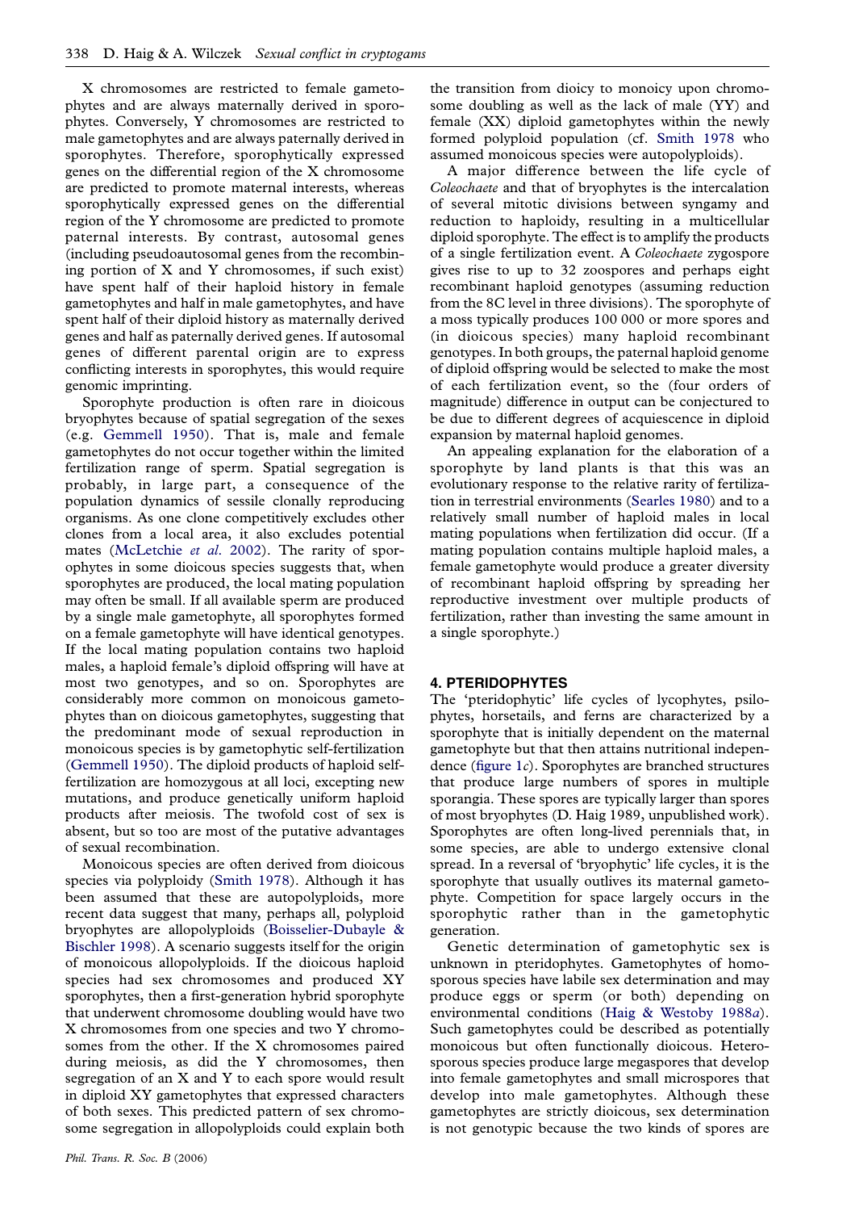X chromosomes are restricted to female gametophytes and are always maternally derived in sporophytes. Conversely, Y chromosomes are restricted to male gametophytes and are always paternally derived in sporophytes. Therefore, sporophytically expressed genes on the differential region of the X chromosome are predicted to promote maternal interests, whereas sporophytically expressed genes on the differential region of the Y chromosome are predicted to promote paternal interests. By contrast, autosomal genes (including pseudoautosomal genes from the recombining portion of X and Y chromosomes, if such exist) have spent half of their haploid history in female gametophytes and half in male gametophytes, and have spent half of their diploid history as maternally derived genes and half as paternally derived genes. If autosomal genes of different parental origin are to express conflicting interests in sporophytes, this would require genomic imprinting.

Sporophyte production is often rare in dioicous bryophytes because of spatial segregation of the sexes (e.g. Gemmell 1950). That is, male and female gametophytes do not occur together within the limited fertilization range of sperm. Spatial segregation is probably, in large part, a consequence of the population dynamics of sessile clonally reproducing organisms. As one clone competitively excludes other clones from a local area, it also excludes potential mates (McLetchie *et al.* 2002). The rarity of sporophytes in some dioicous species suggests that, when sporophytes are produced, the local mating population may often be small. If all available sperm are produced by a single male gametophyte, all sporophytes formed on a female gametophyte will have identical genotypes. If the local mating population contains two haploid males, a haploid female's diploid offspring will have at most two genotypes, and so on. Sporophytes are considerably more common on monoicous gametophytes than on dioicous gametophytes, suggesting that the predominant mode of sexual reproduction in monoicous species is by gametophytic self-fertilization (Gemmell 1950). The diploid products of haploid self-fertilization are homozygous at all loci, excepting new mutations, and produce genetically uniform haploid products after meiosis. The twofold cost of sex is absent, but so too are most of the putative advantages of sexual recombination.

Monoicous species are often derived from dioicous species via polyploidy (Smith 1978). Although it has been assumed that these are autopolyploids, more recent data suggest that many, perhaps all, polyploid bryophytes are allopolyploids (Boisselier-Dubayle & Bischler 1998). A scenario suggests itself for the origin of monoicous allopolyploids. If the dioicous haploid species had sex chromosomes and produced XY sporophytes, then a first-generation hybrid sporophyte that underwent chromosome doubling would have two X chromosomes from one species and two Y chromosomes from the other. If the X chromosomes paired during meiosis, as did the Y chromosomes, then segregation of an X and Y to each spore would result in diploid XY gametophytes that expressed characters of both sexes. This predicted pattern of sex chromosome segregation in allopolyploids could explain both the transition from dioicy to monoicy upon chromosome doubling as well as the lack of male (YY) and female (XX) diploid gametophytes within the newly formed polyploid population (cf. Smith 1978 who assumed monoicous species were autopolyploids).

A major difference between the life cycle of *Coleochaete* and that of bryophytes is the intercalation of several mitotic divisions between syngamy and reduction to haploidy, resulting in a multicellular diploid sporophyte. The effect is to amplify the products of a single fertilization event. A *Coleochaete* zygospore gives rise to up to 32 zoospores and perhaps eight recombinant haploid genotypes (assuming reduction from the 8C level in three divisions). The sporophyte of a moss typically produces 100 000 or more spores and (in dioicous species) many haploid recombinant genotypes. In both groups, the paternal haploid genome of diploid offspring would be selected to make the most of each fertilization event, so the (four orders of magnitude) difference in output can be conjectured to be due to different degrees of acquiescence in diploid expansion by maternal haploid genomes.

An appealing explanation for the elaboration of a sporophyte by land plants is that this was an evolutionary response to the relative rarity of fertilization in terrestrial environments (Searles 1980) and to a relatively small number of haploid males in local mating populations when fertilization did occur. (If a mating population contains multiple haploid males, a female gametophyte would produce a greater diversity of recombinant haploid offspring by spreading her reproductive investment over multiple products of fertilization, rather than investing the same amount in a single sporophyte.)

## 4. PTERIDOPHYTES

The 'pteridophytic' life cycles of lycophytes, psilophytes, horsetails, and ferns are characterized by a sporophyte that is initially dependent on the maternal gametophyte but that then attains nutritional independence (figure 1*c*). Sporophytes are branched structures that produce large numbers of spores in multiple sporangia. These spores are typically larger than spores of most bryophytes (D. Haig 1989, unpublished work). Sporophytes are often long-lived perennials that, in some species, are able to undergo extensive clonal spread. In a reversal of 'bryophytic' life cycles, it is the sporophyte that usually outlives its maternal gametophyte. Competition for space largely occurs in the sporophytic rather than in the gametophytic generation.

Genetic determination of gametophytic sex is unknown in pteridophytes. Gametophytes of homosporous species have labile sex determination and may produce eggs or sperm (or both) depending on environmental conditions (Haig & Westoby 1988*a*). Such gametophytes could be described as potentially monoicous but often functionally dioicous. Heterosporous species produce large megaspores that develop into female gametophytes and small microspores that develop into male gametophytes. Although these gametophytes are strictly dioicous, sex determination is not genotypic because the two kinds of spores are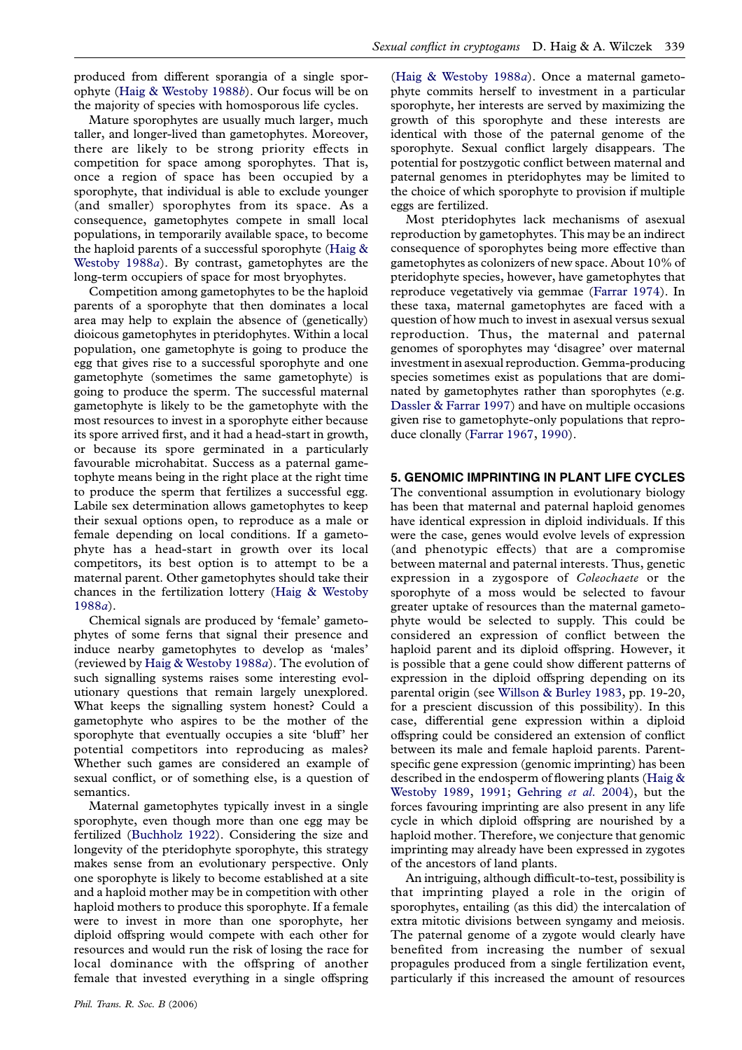produced from different sporangia of a single sporophyte (Haig & Westoby 1988*b*). Our focus will be on the majority of species with homosporous life cycles.

Mature sporophytes are usually much larger, much taller, and longer-lived than gametophytes. Moreover, there are likely to be strong priority effects in competition for space among sporophytes. That is, once a region of space has been occupied by a sporophyte, that individual is able to exclude younger (and smaller) sporophytes from its space. As a consequence, gametophytes compete in small local populations, in temporarily available space, to become the haploid parents of a successful sporophyte (Haig & Westoby 1988*a*). By contrast, gametophytes are the long-term occupiers of space for most bryophytes.

Competition among gametophytes to be the haploid parents of a sporophyte that then dominates a local area may help to explain the absence of (genetically) dioicous gametophytes in pteridophytes. Within a local population, one gametophyte is going to produce the egg that gives rise to a successful sporophyte and one gametophyte (sometimes the same gametophyte) is going to produce the sperm. The successful maternal gametophyte is likely to be the gametophyte with the most resources to invest in a sporophyte either because its spore arrived first, and it had a head-start in growth, or because its spore germinated in a particularly favourable microhabitat. Success as a paternal gametophyte means being in the right place at the right time to produce the sperm that fertilizes a successful egg. Labile sex determination allows gametophytes to keep their sexual options open, to reproduce as a male or female depending on local conditions. If a gametophyte has a head-start in growth over its local competitors, its best option is to attempt to be a maternal parent. Other gametophytes should take their chances in the fertilization lottery (Haig & Westoby 1988*a*).

Chemical signals are produced by 'female' gametophytes of some ferns that signal their presence and induce nearby gametophytes to develop as 'males' (reviewed by Haig & Westoby 1988*a*). The evolution of such signalling systems raises some interesting evolutionary questions that remain largely unexplored. What keeps the signalling system honest? Could a gametophyte who aspires to be the mother of the sporophyte that eventually occupies a site 'bluff' her potential competitors into reproducing as males? Whether such games are considered an example of sexual conflict, or of something else, is a question of semantics.

Maternal gametophytes typically invest in a single sporophyte, even though more than one egg may be fertilized (Buchholz 1922). Considering the size and longevity of the pteridophyte sporophyte, this strategy makes sense from an evolutionary perspective. Only one sporophyte is likely to become established at a site and a haploid mother may be in competition with other haploid mothers to produce this sporophyte. If a female were to invest in more than one sporophyte, her diploid offspring would compete with each other for resources and would run the risk of losing the race for local dominance with the offspring of another female that invested everything in a single offspring (Haig & Westoby 1988*a*). Once a maternal gametophyte commits herself to investment in a particular sporophyte, her interests are served by maximizing the growth of this sporophyte and these interests are identical with those of the paternal genome of the sporophyte. Sexual conflict largely disappears. The potential for postzygotic conflict between maternal and paternal genomes in pteridophytes may be limited to the choice of which sporophyte to provision if multiple eggs are fertilized.

Most pteridophytes lack mechanisms of asexual reproduction by gametophytes. This may be an indirect consequence of sporophytes being more effective than gametophytes as colonizers of new space. About 10% of pteridophyte species, however, have gametophytes that reproduce vegetatively via gemmae (Farrar 1974). In these taxa, maternal gametophytes are faced with a question of how much to invest in asexual versus sexual reproduction. Thus, the maternal and paternal genomes of sporophytes may 'disagree' over maternal investment in asexual reproduction. Gemma-producing species sometimes exist as populations that are dominated by gametophytes rather than sporophytes (e.g. Dassler & Farrar 1997) and have on multiple occasions given rise to gametophyte-only populations that reproduce clonally (Farrar 1967, 1990).

## 5. GENOMIC IMPRINTING IN PLANT LIFE CYCLES

The conventional assumption in evolutionary biology has been that maternal and paternal haploid genomes have identical expression in diploid individuals. If this were the case, genes would evolve levels of expression (and phenotypic effects) that are a compromise between maternal and paternal interests. Thus, genetic expression in a zygospore of *Coleochaete* or the sporophyte of a moss would be selected to favour greater uptake of resources than the maternal gametophyte would be selected to supply. This could be considered an expression of conflict between the haploid parent and its diploid offspring. However, it is possible that a gene could show different patterns of expression in the diploid offspring depending on its parental origin (see Willson & Burley 1983, pp. 19-20, for a prescient discussion of this possibility). In this case, differential gene expression within a diploid offspring could be considered an extension of conflict between its male and female haploid parents. Parent-specific gene expression (genomic imprinting) has been described in the endosperm of flowering plants (Haig & Westoby 1989, 1991; Gehring *et al.* 2004), but the forces favouring imprinting are also present in any life cycle in which diploid offspring are nourished by a haploid mother. Therefore, we conjecture that genomic imprinting may already have been expressed in zygotes of the ancestors of land plants.

An intriguing, although difficult-to-test, possibility is that imprinting played a role in the origin of sporophytes, entailing (as this did) the intercalation of extra mitotic divisions between syngamy and meiosis. The paternal genome of a zygote would clearly have benefited from increasing the number of sexual propagules produced from a single fertilization event, particularly if this increased the amount of resources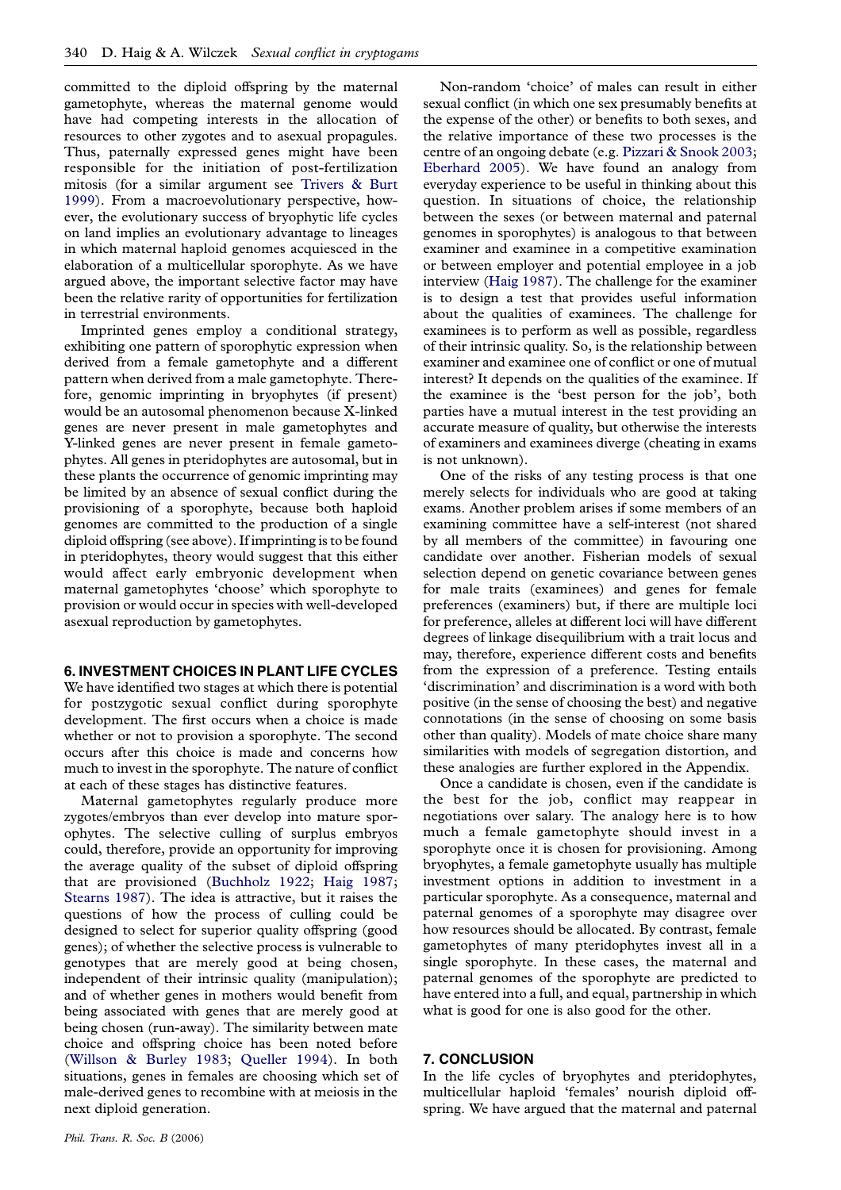committed to the diploid offspring by the maternal gametophyte, whereas the maternal genome would have had competing interests in the allocation of resources to other zygotes and to asexual propagules. Thus, paternally expressed genes might have been responsible for the initiation of post-fertilization mitosis (for a similar argument see Trivers & Burt 1999). From a macroevolutionary perspective, however, the evolutionary success of bryophytic life cycles on land implies an evolutionary advantage to lineages in which maternal haploid genomes acquiesced in the elaboration of a multicellular sporophyte. As we have argued above, the important selective factor may have been the relative rarity of opportunities for fertilization in terrestrial environments.

Imprinted genes employ a conditional strategy, exhibiting one pattern of sporophytic expression when derived from a female gametophyte and a different pattern when derived from a male gametophyte. Therefore, genomic imprinting in bryophytes (if present) would be an autosomal phenomenon because X-linked genes are never present in male gametophytes and Y-linked genes are never present in female gametophytes. All genes in pteridophytes are autosomal, but in these plants the occurrence of genomic imprinting may be limited by an absence of sexual conflict during the provisioning of a sporophyte, because both haploid genomes are committed to the production of a single diploid offspring (see above). If imprinting is to be found in pteridophytes, theory would suggest that this either would affect early embryonic development when maternal gametophytes 'choose' which sporophyte to provision or would occur in species with well-developed asexual reproduction by gametophytes.

## 6. INVESTMENT CHOICES IN PLANT LIFE CYCLES

We have identified two stages at which there is potential for postzygotic sexual conflict during sporophyte development. The first occurs when a choice is made whether or not to provision a sporophyte. The second occurs after this choice is made and concerns how much to invest in the sporophyte. The nature of conflict at each of these stages has distinctive features.

Maternal gametophytes regularly produce more zygotes/embryos than ever develop into mature sporophytes. The selective culling of surplus embryos could, therefore, provide an opportunity for improving the average quality of the subset of diploid offspring that are provisioned (Buchholz 1922; Haig 1987; Stearns 1987). The idea is attractive, but it raises the questions of how the process of culling could be designed to select for superior quality offspring (good genes); of whether the selective process is vulnerable to genotypes that are merely good at being chosen, independent of their intrinsic quality (manipulation); and of whether genes in mothers would benefit from being associated with genes that are merely good at being chosen (run-away). The similarity between mate choice and offspring choice has been noted before (Willson & Burley 1983; Queller 1994). In both situations, genes in females are choosing which set of male-derived genes to recombine with at meiosis in the next diploid generation.

Non-random 'choice' of males can result in either sexual conflict (in which one sex presumably benefits at the expense of the other) or benefits to both sexes, and the relative importance of these two processes is the centre of an ongoing debate (e.g. Pizzari & Snook 2003; Eberhard 2005). We have found an analogy from everyday experience to be useful in thinking about this question. In situations of choice, the relationship between the sexes (or between maternal and paternal genomes in sporophytes) is analogous to that between examiner and examinee in a competitive examination or between employer and potential employee in a job interview (Haig 1987). The challenge for the examiner is to design a test that provides useful information about the qualities of examinees. The challenge for examinees is to perform as well as possible, regardless of their intrinsic quality. So, is the relationship between examiner and examinee one of conflict or one of mutual interest? It depends on the qualities of the examinee. If the examinee is the 'best person for the job', both parties have a mutual interest in the test providing an accurate measure of quality, but otherwise the interests of examiners and examinees diverge (cheating in exams is not unknown).

One of the risks of any testing process is that one merely selects for individuals who are good at taking exams. Another problem arises if some members of an examining committee have a self-interest (not shared by all members of the committee) in favouring one candidate over another. Fisherian models of sexual selection depend on genetic covariance between genes for male traits (examinees) and genes for female preferences (examiners) but, if there are multiple loci for preference, alleles at different loci will have different degrees of linkage disequilibrium with a trait locus and may, therefore, experience different costs and benefits from the expression of a preference. Testing entails 'discrimination' and discrimination is a word with both positive (in the sense of choosing the best) and negative connotations (in the sense of choosing on some basis other than quality). Models of mate choice share many similarities with models of segregation distortion, and these analogies are further explored in the Appendix.

Once a candidate is chosen, even if the candidate is the best for the job, conflict may reappear in negotiations over salary. The analogy here is to how much a female gametophyte should invest in a sporophyte once it is chosen for provisioning. Among bryophytes, a female gametophyte usually has multiple investment options in addition to investment in a particular sporophyte. As a consequence, maternal and paternal genomes of a sporophyte may disagree over how resources should be allocated. By contrast, female gametophytes of many pteridophytes invest all in a single sporophyte. In these cases, the maternal and paternal genomes of the sporophyte are predicted to have entered into a full, and equal, partnership in which what is good for one is also good for the other.

## 7. CONCLUSION

In the life cycles of bryophytes and pteridophytes, multicellular haploid 'females' nourish diploid offspring. We have argued that the maternal and paternal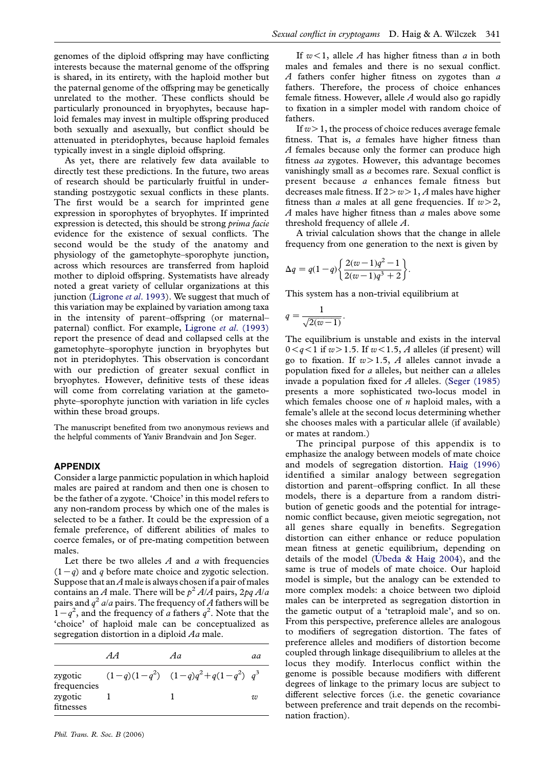genomes of the diploid offspring may have conflicting interests because the maternal genome of the offspring is shared, in its entirety, with the haploid mother but the paternal genome of the offspring may be genetically unrelated to the mother. These conflicts should be particularly pronounced in bryophytes, because haploid females may invest in multiple offspring produced both sexually and asexually, but conflict should be attenuated in pteridophytes, because haploid females typically invest in a single diploid offspring.

As yet, there are relatively few data available to directly test these predictions. In the future, two areas of research should be particularly fruitful in understanding postzygotic sexual conflicts in these plants. The first would be a search for imprinted gene expression in sporophytes of bryophytes. If imprinted expression is detected, this should be strong *prima facie* evidence for the existence of sexual conflicts. The second would be the study of the anatomy and physiology of the gametophyte–sporophyte junction, across which resources are transferred from haploid mother to diploid offspring. Systematists have already noted a great variety of cellular organizations at this junction (Ligrone *et al*. 1993). We suggest that much of this variation may be explained by variation among taxa in the intensity of parent–offspring (or maternal–paternal) conflict. For example, Ligrone *et al*. (1993) report the presence of dead and collapsed cells at the gametophyte–sporophyte junction in bryophytes but not in pteridophytes. This observation is concordant with our prediction of greater sexual conflict in bryophytes. However, definitive tests of these ideas will come from correlating variation at the gametophyte–sporophyte junction with variation in life cycles within these broad groups.

The manuscript benefited from two anonymous reviews and the helpful comments of Yaniv Brandvain and Jon Seger.

## APPENDIX

Consider a large panmictic population in which haploid males are paired at random and then one is chosen to be the father of a zygote. 'Choice' in this model refers to any non-random process by which one of the males is selected to be a father. It could be the expression of a female preference, of different abilities of males to coerce females, or of pre-mating competition between males.

Let there be two alleles $A$ and $a$ with frequencies $(1-q)$ and $q$ before mate choice and zygotic selection. Suppose that an $A$ male is always chosen if a pair of males contains an $A$ male. There will be $p^2$ $A/A$ pairs, $2pq$ $A/a$ pairs and $q^2$ $a/a$ pairs. The frequency of $A$ fathers will be $1-q^2$, and the frequency of $a$ fathers $q^2$. Note that the 'choice' of haploid male can be conceptualized as segregation distortion in a diploid $Aa$ male.

| | $AA$ | $Aa$ | $aa$ |
|---|---|---|---|
| zygotic frequencies | $(1-q)(1-q^2)$ | $(1-q)q^2+q(1-q^2)$ | $q^3$ |
| zygotic fitnesses | 1 | 1 | $w$ |

If $w<1$, allele $A$ has higher fitness than $a$ in both males and females and there is no sexual conflict. $A$ fathers confer higher fitness on zygotes than $a$ fathers. Therefore, the process of choice enhances female fitness. However, allele $A$ would also go rapidly to fixation in a simpler model with random choice of fathers.

If $w>1$, the process of choice reduces average female fitness. That is, $a$ females have higher fitness than $A$ females because only the former can produce high fitness $aa$ zygotes. However, this advantage becomes vanishingly small as $a$ becomes rare. Sexual conflict is present because $a$ enhances female fitness but decreases male fitness. If $2>w>1$, $A$ males have higher fitness than $a$ males at all gene frequencies. If $w>2$, $A$ males have higher fitness than $a$ males above some threshold frequency of allele $A$.

A trivial calculation shows that the change in allele frequency from one generation to the next is given by

$$\Delta q = q(1-q)\left\{\frac{2(w-1)q^2-1}{2(w-1)q^3+2}\right\}.$$

This system has a non-trivial equilibrium at

$$q = \frac{1}{\sqrt{2(w-1)}}.$$

The equilibrium is unstable and exists in the interval $0<q<1$ if $w>1.5$. If $w<1.5$, $A$ alleles (if present) will go to fixation. If $w>1.5$, $A$ alleles cannot invade a population fixed for $a$ alleles, but neither can $a$ alleles invade a population fixed for $A$ alleles. (Seger (1985) presents a more sophisticated two-locus model in which females choose one of $n$ haploid males, with a female's allele at the second locus determining whether she chooses males with a particular allele (if available) or mates at random.)

The principal purpose of this appendix is to emphasize the analogy between models of mate choice and models of segregation distortion. Haig (1996) identified a similar analogy between segregation distortion and parent–offspring conflict. In all these models, there is a departure from a random distribution of genetic goods and the potential for intragenomic conflict because, given meiotic segregation, not all genes share equally in benefits. Segregation distortion can either enhance or reduce population mean fitness at genetic equilibrium, depending on details of the model (Úbeda & Haig 2004), and the same is true of models of mate choice. Our haploid model is simple, but the analogy can be extended to more complex models: a choice between two diploid males can be interpreted as segregation distortion in the gametic output of a 'tetraploid male', and so on. From this perspective, preference alleles are analogous to modifiers of segregation distortion. The fates of preference alleles and modifiers of distortion become coupled through linkage disequilibrium to alleles at the locus they modify. Interlocus conflict within the genome is possible because modifiers with different degrees of linkage to the primary locus are subject to different selective forces (i.e. the genetic covariance between preference and trait depends on the recombination fraction).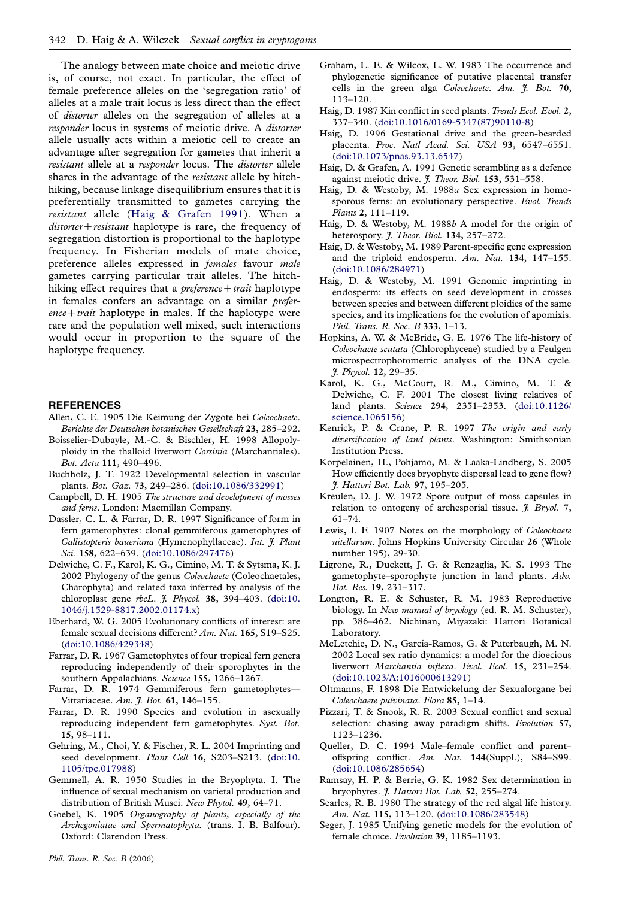The analogy between mate choice and meiotic drive is, of course, not exact. In particular, the effect of female preference alleles on the 'segregation ratio' of alleles at a male trait locus is less direct than the effect of *distorter* alleles on the segregation of alleles at a *responder* locus in systems of meiotic drive. A *distorter* allele usually acts within a meiotic cell to create an advantage after segregation for gametes that inherit a *resistant* allele at a *responder* locus. The *distorter* allele shares in the advantage of the *resistant* allele by hitch-hiking, because linkage disequilibrium ensures that it is preferentially transmitted to gametes carrying the *resistant* allele (Haig & Grafen 1991). When a *distorter*+*resistant* haplotype is rare, the frequency of segregation distortion is proportional to the haplotype frequency. In Fisherian models of mate choice, preference alleles expressed in *females* favour *male* gametes carrying particular trait alleles. The hitch-hiking effect requires that a *preference*+*trait* haplotype in females confers an advantage on a similar *preference*+*trait* haplotype in males. If the haplotype were rare and the population well mixed, such interactions would occur in proportion to the square of the haplotype frequency.

## REFERENCES

Allen, C. E. 1905 Die Keimung der Zygote bei *Coleochaete*. *Berichte der Deutschen botanischen Gesellschaft* **23**, 285–292.

Boisselier-Dubayle, M.-C. & Bischler, H. 1998 Allopolyploidy in the thalloid liverwort *Corsinia* (Marchantiales). *Bot. Acta* **111**, 490–496.

Buchholz, J. T. 1922 Developmental selection in vascular plants. *Bot. Gaz.* **73**, 249–286. (doi:10.1086/332991)

Campbell, D. H. 1905 *The structure and development of mosses and ferns*. London: Macmillan Company.

Dassler, C. L. & Farrar, D. R. 1997 Significance of form in fern gametophytes: clonal gemmiferous gametophytes of *Callistopteris baueriana* (Hymenophyllaceae). *Int. J. Plant Sci.* **158**, 622–639. (doi:10.1086/297476)

Delwiche, C. F., Karol, K. G., Cimino, M. T. & Sytsma, K. J. 2002 Phylogeny of the genus *Coleochaete* (Coleochaetales, Charophyta) and related taxa inferred by analysis of the chloroplast gene *rbcL*. *J. Phycol.* **38**, 394–403. (doi:10.1046/j.1529-8817.2002.01174.x)

Eberhard, W. G. 2005 Evolutionary conflicts of interest: are female sexual decisions different? *Am. Nat.* **165**, S19–S25. (doi:10.1086/429348)

Farrar, D. R. 1967 Gametophytes of four tropical fern genera reproducing independently of their sporophytes in the southern Appalachians. *Science* **155**, 1266–1267.

Farrar, D. R. 1974 Gemmiferous fern gametophytes—Vittariaceae. *Am. J. Bot.* **61**, 146–155.

Farrar, D. R. 1990 Species and evolution in asexually reproducing independent fern gametophytes. *Syst. Bot.* **15**, 98–111.

Gehring, M., Choi, Y. & Fischer, R. L. 2004 Imprinting and seed development. *Plant Cell* **16**, S203–S213. (doi:10.1105/tpc.017988)

Gemmell, A. R. 1950 Studies in the Bryophyta. I. The influence of sexual mechanism on varietal production and distribution of British Musci. *New Phytol.* **49**, 64–71.

Goebel, K. 1905 *Organography of plants, especially of the Archegoniatae and Spermatophyta*. (trans. I. B. Balfour). Oxford: Clarendon Press.

Graham, L. E. & Wilcox, L. W. 1983 The occurrence and phylogenetic significance of putative placental transfer cells in the green alga *Coleochaete*. *Am. J. Bot.* **70**, 113–120.

Haig, D. 1987 Kin conflict in seed plants. *Trends Ecol. Evol.* **2**, 337–340. (doi:10.1016/0169-5347(87)90110-8)

Haig, D. 1996 Gestational drive and the green-bearded placenta. *Proc. Natl Acad. Sci. USA* **93**, 6547–6551. (doi:10.1073/pnas.93.13.6547)

Haig, D. & Grafen, A. 1991 Genetic scrambling as a defence against meiotic drive. *J. Theor. Biol.* **153**, 531–558.

Haig, D. & Westoby, M. 1988*a* Sex expression in homosporous ferns: an evolutionary perspective. *Evol. Trends Plants* **2**, 111–119.

Haig, D. & Westoby, M. 1988*b* A model for the origin of heterospory. *J. Theor. Biol.* **134**, 257–272.

Haig, D. & Westoby, M. 1989 Parent-specific gene expression and the triploid endosperm. *Am. Nat.* **134**, 147–155. (doi:10.1086/284971)

Haig, D. & Westoby, M. 1991 Genomic imprinting in endosperm: its effects on seed development in crosses between species and between different ploidies of the same species, and its implications for the evolution of apomixis. *Phil. Trans. R. Soc. B* **333**, 1–13.

Hopkins, A. W. & McBride, G. E. 1976 The life-history of *Coleochaete scutata* (Chlorophyceae) studied by a Feulgen microspectrophotometric analysis of the DNA cycle. *J. Phycol.* **12**, 29–35.

Karol, K. G., McCourt, R. M., Cimino, M. T. & Delwiche, C. F. 2001 The closest living relatives of land plants. *Science* **294**, 2351–2353. (doi:10.1126/science.1065156)

Kenrick, P. & Crane, P. R. 1997 *The origin and early diversification of land plants*. Washington: Smithsonian Institution Press.

Korpelainen, H., Pohjamo, M. & Laaka-Lindberg, S. 2005 How efficiently does bryophyte dispersal lead to gene flow? *J. Hattori Bot. Lab.* **97**, 195–205.

Kreulen, D. J. W. 1972 Spore output of moss capsules in relation to ontogeny of archesporial tissue. *J. Bryol.* **7**, 61–74.

Lewis, I. F. 1907 Notes on the morphology of *Coleochaete nitellarum*. Johns Hopkins University Circular **26** (Whole number 195), 29-30.

Ligrone, R., Duckett, J. G. & Renzaglia, K. S. 1993 The gametophyte–sporophyte junction in land plants. *Adv. Bot. Res.* **19**, 231–317.

Longton, R. E. & Schuster, R. M. 1983 Reproductive biology. In *New manual of bryology* (ed. R. M. Schuster), pp. 386–462. Nichinan, Miyazaki: Hattori Botanical Laboratory.

McLetchie, D. N., García-Ramos, G. & Puterbaugh, M. N. 2002 Local sex ratio dynamics: a model for the dioecious liverwort *Marchantia inflexa*. *Evol. Ecol.* **15**, 231–254. (doi:10.1023/A:1016000613291)

Oltmanns, F. 1898 Die Entwickelung der Sexualorgane bei *Coleochaete pulvinata*. *Flora* **85**, 1–14.

Pizzari, T. & Snook, R. R. 2003 Sexual conflict and sexual selection: chasing away paradigm shifts. *Evolution* **57**, 1123–1236.

Queller, D. C. 1994 Male–female conflict and parent–offspring conflict. *Am. Nat.* **144**(Suppl.), S84–S99. (doi:10.1086/285654)

Ramsay, H. P. & Berrie, G. K. 1982 Sex determination in bryophytes. *J. Hattori Bot. Lab.* **52**, 255–274.

Searles, R. B. 1980 The strategy of the red algal life history. *Am. Nat.* **115**, 113–120. (doi:10.1086/283548)

Seger, J. 1985 Unifying genetic models for the evolution of female choice. *Evolution* **39**, 1185–1193.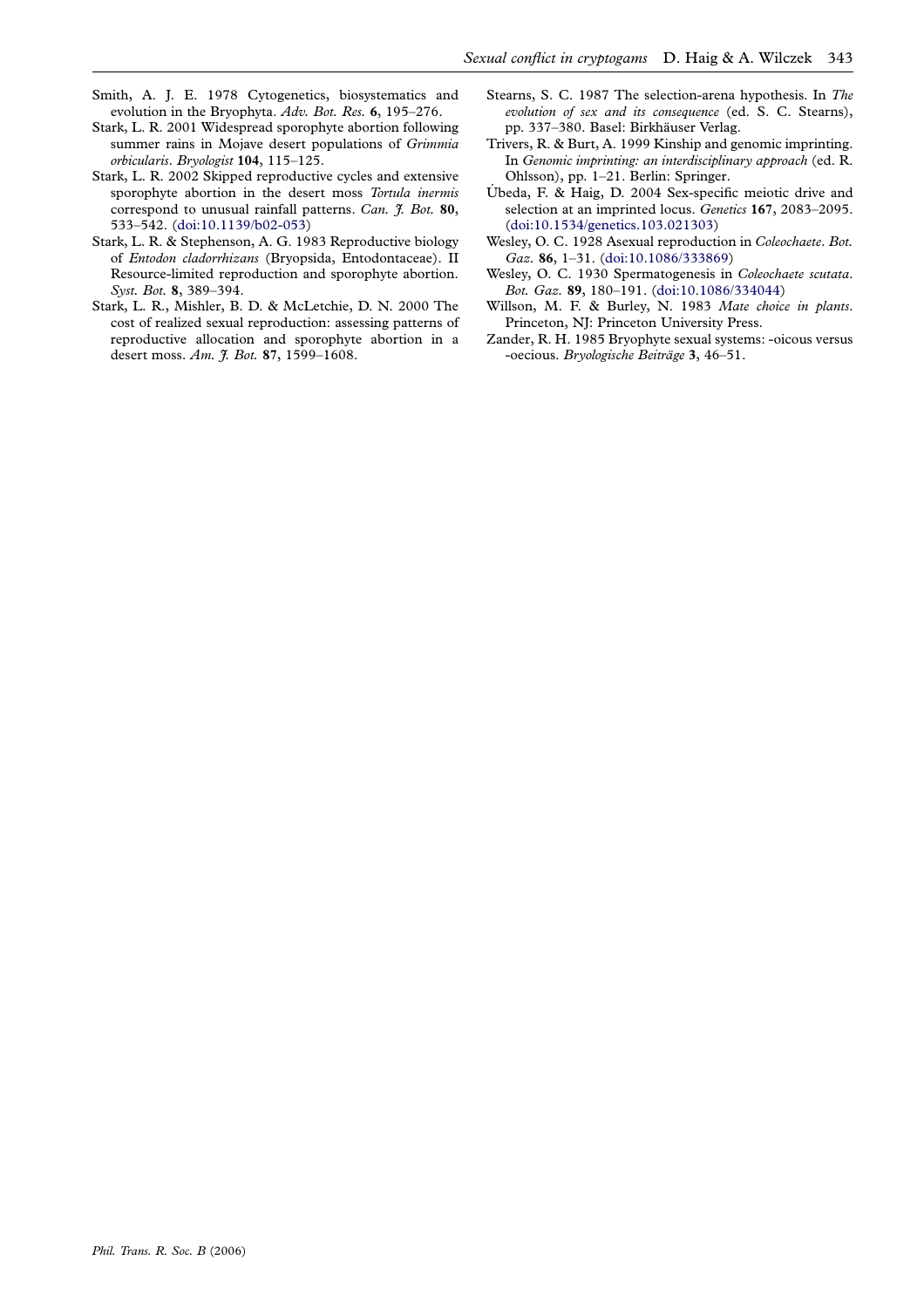Smith, A. J. E. 1978 Cytogenetics, biosystematics and evolution in the Bryophyta. *Adv. Bot. Res.* **6**, 195–276.

Stark, L. R. 2001 Widespread sporophyte abortion following summer rains in Mojave desert populations of *Grimmia orbicularis*. *Bryologist* **104**, 115–125.

Stark, L. R. 2002 Skipped reproductive cycles and extensive sporophyte abortion in the desert moss *Tortula inermis* correspond to unusual rainfall patterns. *Can. J. Bot.* **80**, 533–542. (doi:10.1139/b02-053)

Stark, L. R. & Stephenson, A. G. 1983 Reproductive biology of *Entodon cladorrhizans* (Bryopsida, Entodontaceae). II Resource-limited reproduction and sporophyte abortion. *Syst. Bot.* **8**, 389–394.

Stark, L. R., Mishler, B. D. & McLetchie, D. N. 2000 The cost of realized sexual reproduction: assessing patterns of reproductive allocation and sporophyte abortion in a desert moss. *Am. J. Bot.* **87**, 1599–1608.

Stearns, S. C. 1987 The selection-arena hypothesis. In *The evolution of sex and its consequence* (ed. S. C. Stearns), pp. 337–380. Basel: Birkhäuser Verlag.

Trivers, R. & Burt, A. 1999 Kinship and genomic imprinting. In *Genomic imprinting: an interdisciplinary approach* (ed. R. Ohlsson), pp. 1–21. Berlin: Springer.

Úbeda, F. & Haig, D. 2004 Sex-specific meiotic drive and selection at an imprinted locus. *Genetics* **167**, 2083–2095. (doi:10.1534/genetics.103.021303)

Wesley, O. C. 1928 Asexual reproduction in *Coleochaete*. *Bot. Gaz.* **86**, 1–31. (doi:10.1086/333869)

Wesley, O. C. 1930 Spermatogenesis in *Coleochaete scutata*. *Bot. Gaz.* **89**, 180–191. (doi:10.1086/334044)

Willson, M. F. & Burley, N. 1983 *Mate choice in plants*. Princeton, NJ: Princeton University Press.

Zander, R. H. 1985 Bryophyte sexual systems: -oicous versus -oecious. *Bryologische Beiträge* **3**, 46–51.